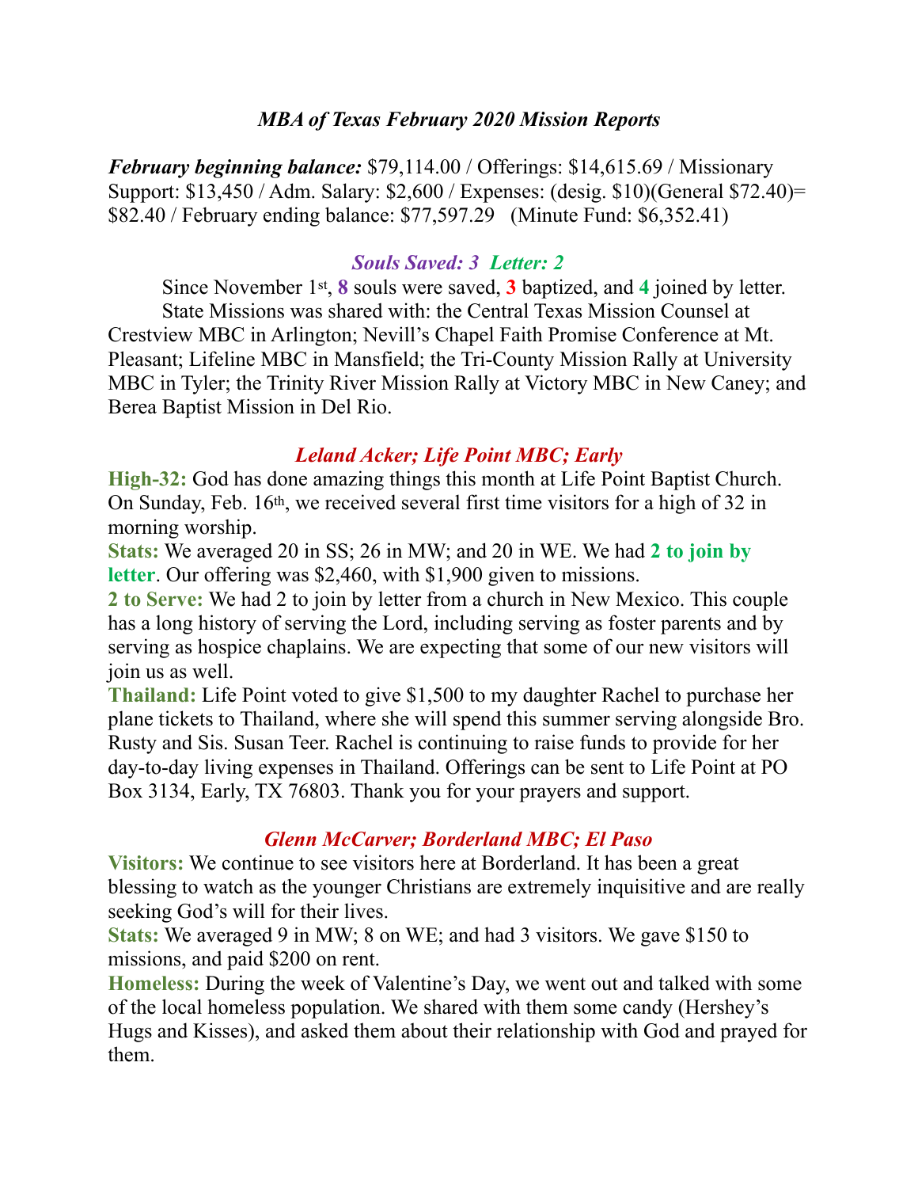## *MBA of Texas February 2020 Mission Reports*

***February beginning balance:*** $79,114.00 / Offerings: $14,615.69 / Missionary Support: $13,450 / Adm. Salary: $2,600 / Expenses: (desig. $10)(General $72.40)= $82.40 / February ending balance: $77,597.29 (Minute Fund: $6,352.41)

### ***Souls Saved: 3 Letter: 2***

Since November 1st, **8** souls were saved, **3** baptized, and **4** joined by letter.

State Missions was shared with: the Central Texas Mission Counsel at Crestview MBC in Arlington; Nevill's Chapel Faith Promise Conference at Mt. Pleasant; Lifeline MBC in Mansfield; the Tri-County Mission Rally at University MBC in Tyler; the Trinity River Mission Rally at Victory MBC in New Caney; and Berea Baptist Mission in Del Rio.

### ***Leland Acker; Life Point MBC; Early***

**High-32:** God has done amazing things this month at Life Point Baptist Church. On Sunday, Feb. 16th, we received several first time visitors for a high of 32 in morning worship.

**Stats:** We averaged 20 in SS; 26 in MW; and 20 in WE. We had **2 to join by letter**. Our offering was $2,460, with $1,900 given to missions.

**2 to Serve:** We had 2 to join by letter from a church in New Mexico. This couple has a long history of serving the Lord, including serving as foster parents and by serving as hospice chaplains. We are expecting that some of our new visitors will join us as well.

**Thailand:** Life Point voted to give $1,500 to my daughter Rachel to purchase her plane tickets to Thailand, where she will spend this summer serving alongside Bro. Rusty and Sis. Susan Teer. Rachel is continuing to raise funds to provide for her day-to-day living expenses in Thailand. Offerings can be sent to Life Point at PO Box 3134, Early, TX 76803. Thank you for your prayers and support.

### ***Glenn McCarver; Borderland MBC; El Paso***

**Visitors:** We continue to see visitors here at Borderland. It has been a great blessing to watch as the younger Christians are extremely inquisitive and are really seeking God's will for their lives.

**Stats:** We averaged 9 in MW; 8 on WE; and had 3 visitors. We gave $150 to missions, and paid $200 on rent.

**Homeless:** During the week of Valentine's Day, we went out and talked with some of the local homeless population. We shared with them some candy (Hershey's Hugs and Kisses), and asked them about their relationship with God and prayed for them.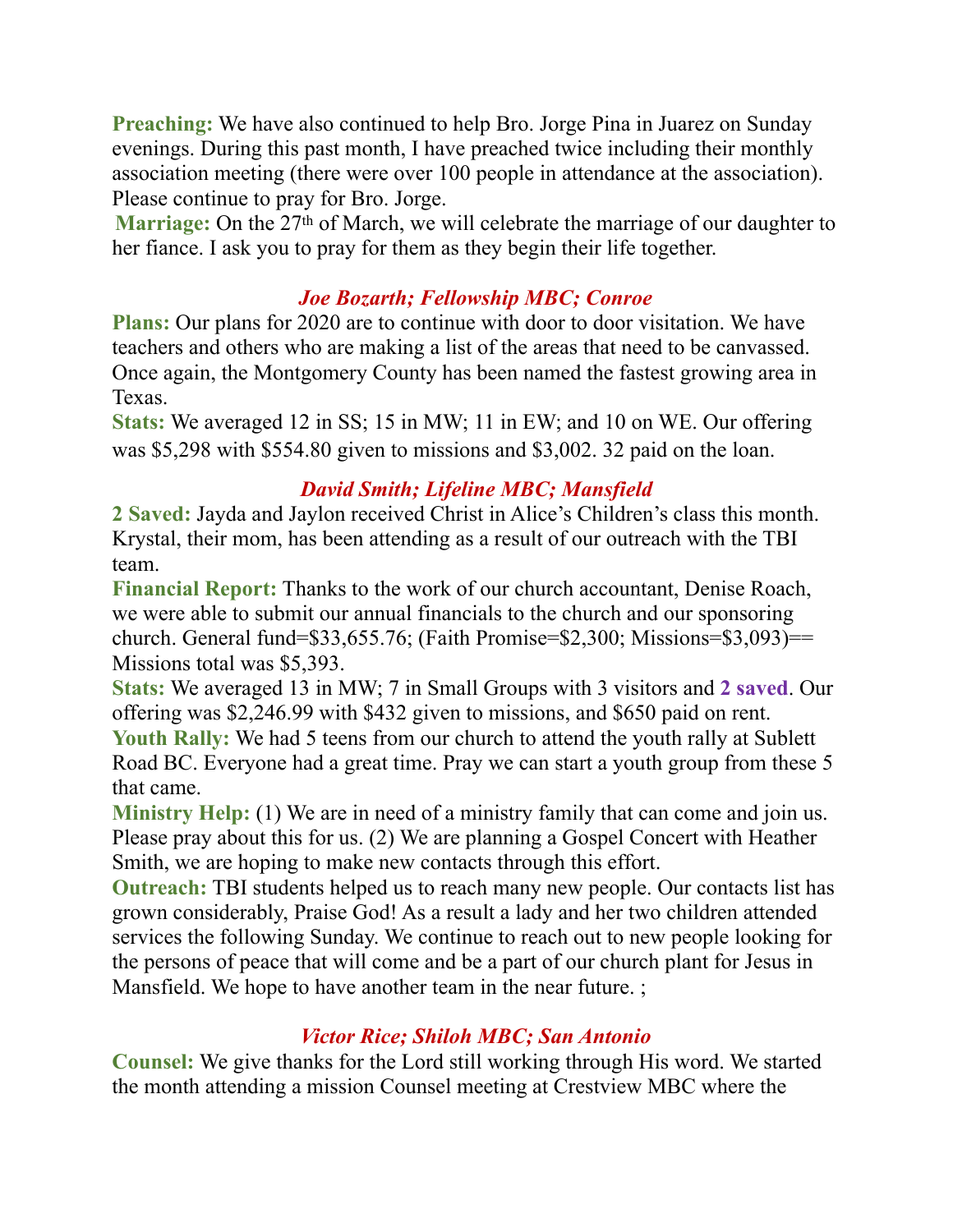**Preaching:** We have also continued to help Bro. Jorge Pina in Juarez on Sunday evenings. During this past month, I have preached twice including their monthly association meeting (there were over 100 people in attendance at the association). Please continue to pray for Bro. Jorge.

**Marriage:** On the 27th of March, we will celebrate the marriage of our daughter to her fiance. I ask you to pray for them as they begin their life together.

### *Joe Bozarth; Fellowship MBC; Conroe*

**Plans:** Our plans for 2020 are to continue with door to door visitation. We have teachers and others who are making a list of the areas that need to be canvassed. Once again, the Montgomery County has been named the fastest growing area in Texas.

**Stats:** We averaged 12 in SS; 15 in MW; 11 in EW; and 10 on WE. Our offering was $5,298 with $554.80 given to missions and $3,002. 32 paid on the loan.

### *David Smith; Lifeline MBC; Mansfield*

**2 Saved:** Jayda and Jaylon received Christ in Alice's Children's class this month. Krystal, their mom, has been attending as a result of our outreach with the TBI team.

**Financial Report:** Thanks to the work of our church accountant, Denise Roach, we were able to submit our annual financials to the church and our sponsoring church. General fund=$33,655.76; (Faith Promise=$2,300; Missions=$3,093)== Missions total was $5,393.

**Stats:** We averaged 13 in MW; 7 in Small Groups with 3 visitors and **2 saved**. Our offering was $2,246.99 with $432 given to missions, and $650 paid on rent.

**Youth Rally:** We had 5 teens from our church to attend the youth rally at Sublett Road BC. Everyone had a great time. Pray we can start a youth group from these 5 that came.

**Ministry Help:** (1) We are in need of a ministry family that can come and join us. Please pray about this for us. (2) We are planning a Gospel Concert with Heather Smith, we are hoping to make new contacts through this effort.

**Outreach:** TBI students helped us to reach many new people. Our contacts list has grown considerably, Praise God! As a result a lady and her two children attended services the following Sunday. We continue to reach out to new people looking for the persons of peace that will come and be a part of our church plant for Jesus in Mansfield. We hope to have another team in the near future. ;

### *Victor Rice; Shiloh MBC; San Antonio*

**Counsel:** We give thanks for the Lord still working through His word. We started the month attending a mission Counsel meeting at Crestview MBC where the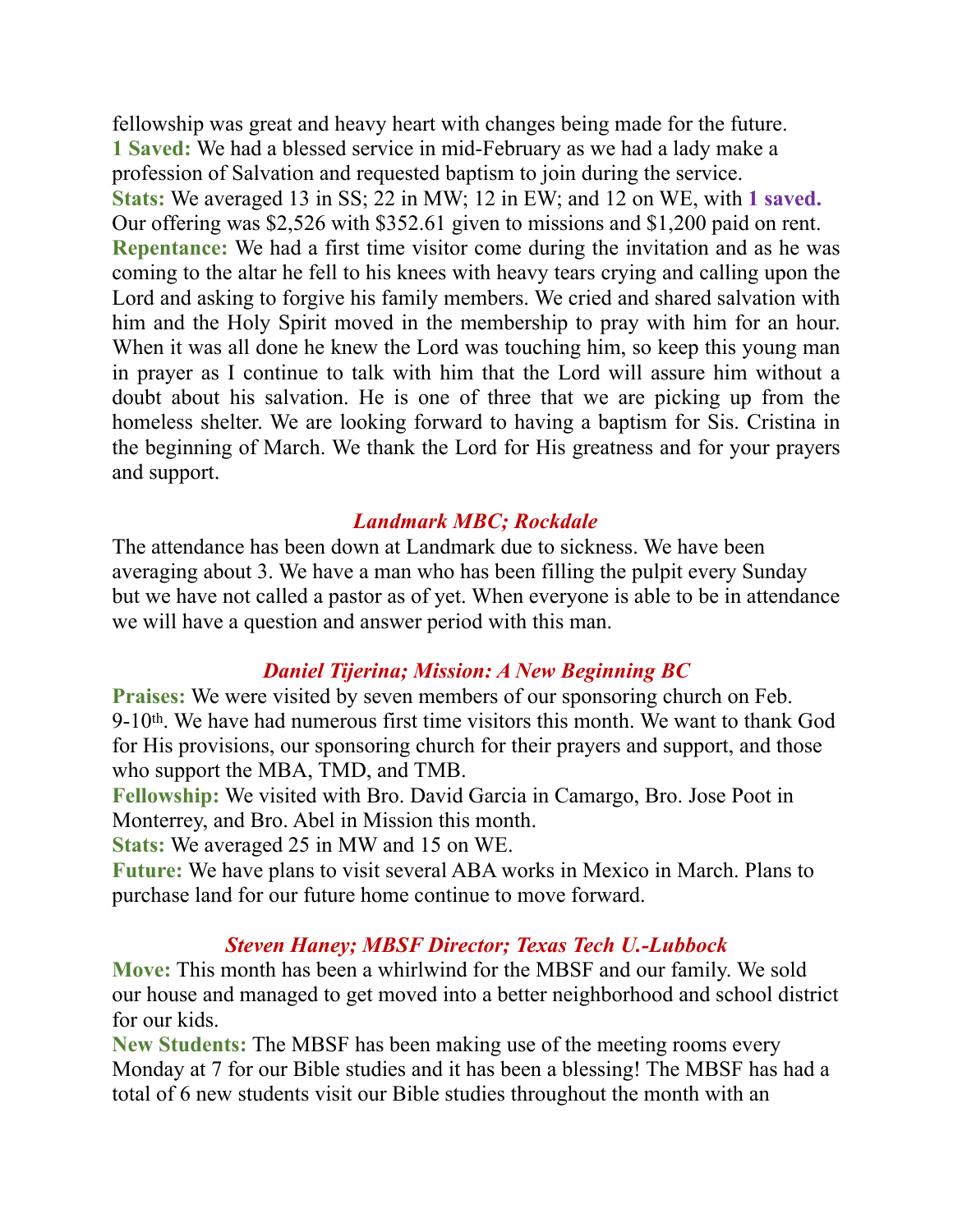fellowship was great and heavy heart with changes being made for the future.
**1 Saved:** We had a blessed service in mid-February as we had a lady make a profession of Salvation and requested baptism to join during the service.
**Stats:** We averaged 13 in SS; 22 in MW; 12 in EW; and 12 on WE, with **1 saved.** Our offering was $2,526 with $352.61 given to missions and $1,200 paid on rent.
**Repentance:** We had a first time visitor come during the invitation and as he was coming to the altar he fell to his knees with heavy tears crying and calling upon the Lord and asking to forgive his family members. We cried and shared salvation with him and the Holy Spirit moved in the membership to pray with him for an hour. When it was all done he knew the Lord was touching him, so keep this young man in prayer as I continue to talk with him that the Lord will assure him without a doubt about his salvation. He is one of three that we are picking up from the homeless shelter. We are looking forward to having a baptism for Sis. Cristina in the beginning of March. We thank the Lord for His greatness and for your prayers and support.

### *Landmark MBC; Rockdale*

The attendance has been down at Landmark due to sickness. We have been averaging about 3. We have a man who has been filling the pulpit every Sunday but we have not called a pastor as of yet. When everyone is able to be in attendance we will have a question and answer period with this man.

### *Daniel Tijerina; Mission: A New Beginning BC*

**Praises:** We were visited by seven members of our sponsoring church on Feb. 9-10th. We have had numerous first time visitors this month. We want to thank God for His provisions, our sponsoring church for their prayers and support, and those who support the MBA, TMD, and TMB.
**Fellowship:** We visited with Bro. David Garcia in Camargo, Bro. Jose Poot in Monterrey, and Bro. Abel in Mission this month.
**Stats:** We averaged 25 in MW and 15 on WE.
**Future:** We have plans to visit several ABA works in Mexico in March. Plans to purchase land for our future home continue to move forward.

### *Steven Haney; MBSF Director; Texas Tech U.-Lubbock*

**Move:** This month has been a whirlwind for the MBSF and our family. We sold our house and managed to get moved into a better neighborhood and school district for our kids.
**New Students:** The MBSF has been making use of the meeting rooms every Monday at 7 for our Bible studies and it has been a blessing! The MBSF has had a total of 6 new students visit our Bible studies throughout the month with an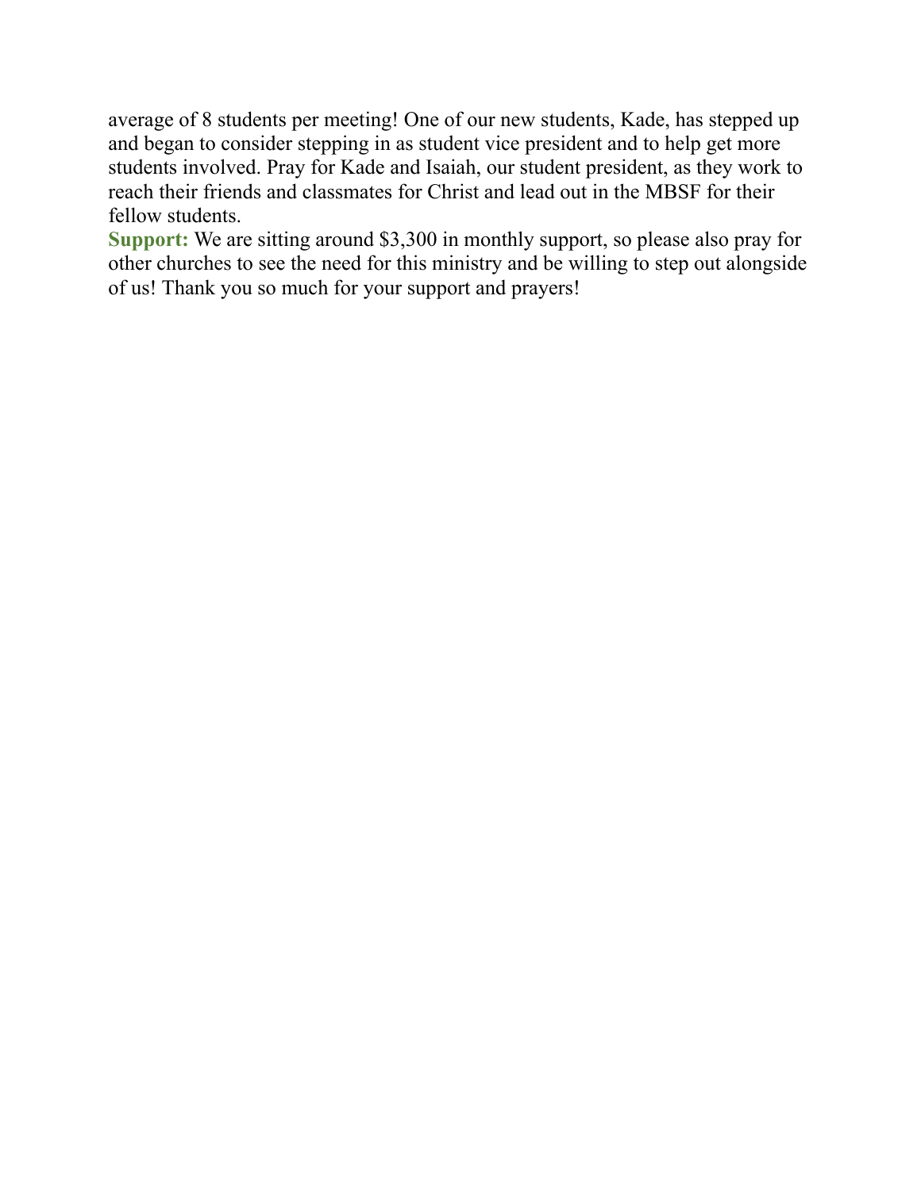average of 8 students per meeting! One of our new students, Kade, has stepped up and began to consider stepping in as student vice president and to help get more students involved. Pray for Kade and Isaiah, our student president, as they work to reach their friends and classmates for Christ and lead out in the MBSF for their fellow students.

**Support:** We are sitting around $3,300 in monthly support, so please also pray for other churches to see the need for this ministry and be willing to step out alongside of us! Thank you so much for your support and prayers!